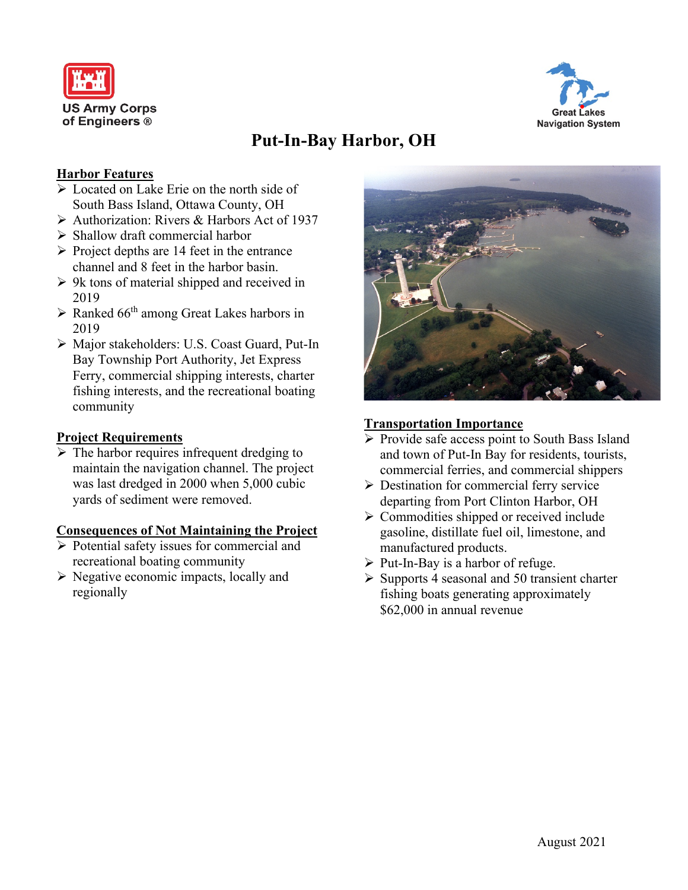US Army Corps of Engineers ®

Great Lakes Navigation System

# Put-In-Bay Harbor, OH

## Harbor Features

- Located on Lake Erie on the north side of South Bass Island, Ottawa County, OH
- Authorization: Rivers & Harbors Act of 1937
- Shallow draft commercial harbor
- Project depths are 14 feet in the entrance channel and 8 feet in the harbor basin.
- 9k tons of material shipped and received in 2019
- Ranked 66th among Great Lakes harbors in 2019
- Major stakeholders: U.S. Coast Guard, Put-In Bay Township Port Authority, Jet Express Ferry, commercial shipping interests, charter fishing interests, and the recreational boating community

## Project Requirements

- The harbor requires infrequent dredging to maintain the navigation channel. The project was last dredged in 2000 when 5,000 cubic yards of sediment were removed.

## Consequences of Not Maintaining the Project

- Potential safety issues for commercial and recreational boating community
- Negative economic impacts, locally and regionally

## Transportation Importance

- Provide safe access point to South Bass Island and town of Put-In Bay for residents, tourists, commercial ferries, and commercial shippers
- Destination for commercial ferry service departing from Port Clinton Harbor, OH
- Commodities shipped or received include gasoline, distillate fuel oil, limestone, and manufactured products.
- Put-In-Bay is a harbor of refuge.
- Supports 4 seasonal and 50 transient charter fishing boats generating approximately $62,000 in annual revenue

August 2021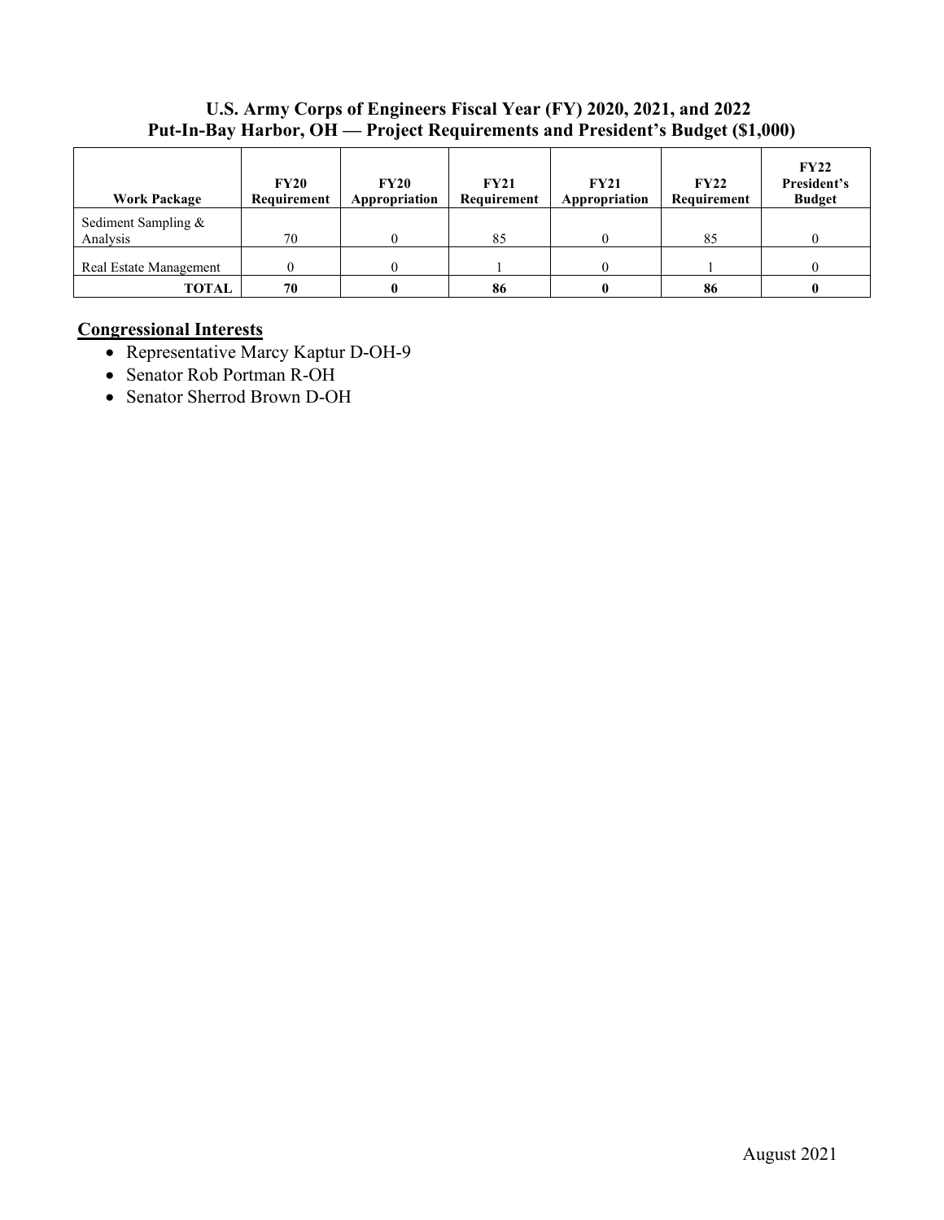## U.S. Army Corps of Engineers Fiscal Year (FY) 2020, 2021, and 2022
## Put-In-Bay Harbor, OH — Project Requirements and President's Budget ($1,000)

| Work Package | FY20 Requirement | FY20 Appropriation | FY21 Requirement | FY21 Appropriation | FY22 Requirement | FY22 President's Budget |
|---|---|---|---|---|---|---|
| Sediment Sampling & Analysis | 70 | 0 | 85 | 0 | 85 | 0 |
| Real Estate Management | 0 | 0 | 1 | 0 | 1 | 0 |
| **TOTAL** | **70** | **0** | **86** | **0** | **86** | **0** |

**Congressional Interests**

- Representative Marcy Kaptur D-OH-9
- Senator Rob Portman R-OH
- Senator Sherrod Brown D-OH

August 2021